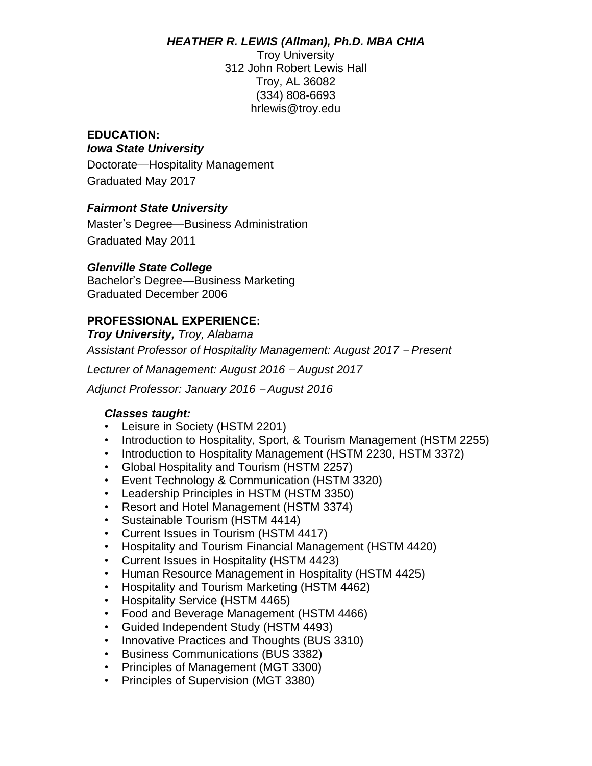***HEATHER R. LEWIS (Allman), Ph.D. MBA CHIA***

Troy University
312 John Robert Lewis Hall
Troy, AL 36082
(334) 808-6693
hrlewis@troy.edu

## EDUCATION:

***Iowa State University***

Doctorate—Hospitality Management

Graduated May 2017

***Fairmont State University***

Master's Degree—Business Administration

Graduated May 2011

***Glenville State College***

Bachelor's Degree—Business Marketing

Graduated December 2006

## PROFESSIONAL EXPERIENCE:

***Troy University,*** *Troy, Alabama*

*Assistant Professor of Hospitality Management: August 2017 – Present*

*Lecturer of Management: August 2016 – August 2017*

*Adjunct Professor: January 2016 – August 2016*

***Classes taught:***

- Leisure in Society (HSTM 2201)
- Introduction to Hospitality, Sport, & Tourism Management (HSTM 2255)
- Introduction to Hospitality Management (HSTM 2230, HSTM 3372)
- Global Hospitality and Tourism (HSTM 2257)
- Event Technology & Communication (HSTM 3320)
- Leadership Principles in HSTM (HSTM 3350)
- Resort and Hotel Management (HSTM 3374)
- Sustainable Tourism (HSTM 4414)
- Current Issues in Tourism (HSTM 4417)
- Hospitality and Tourism Financial Management (HSTM 4420)
- Current Issues in Hospitality (HSTM 4423)
- Human Resource Management in Hospitality (HSTM 4425)
- Hospitality and Tourism Marketing (HSTM 4462)
- Hospitality Service (HSTM 4465)
- Food and Beverage Management (HSTM 4466)
- Guided Independent Study (HSTM 4493)
- Innovative Practices and Thoughts (BUS 3310)
- Business Communications (BUS 3382)
- Principles of Management (MGT 3300)
- Principles of Supervision (MGT 3380)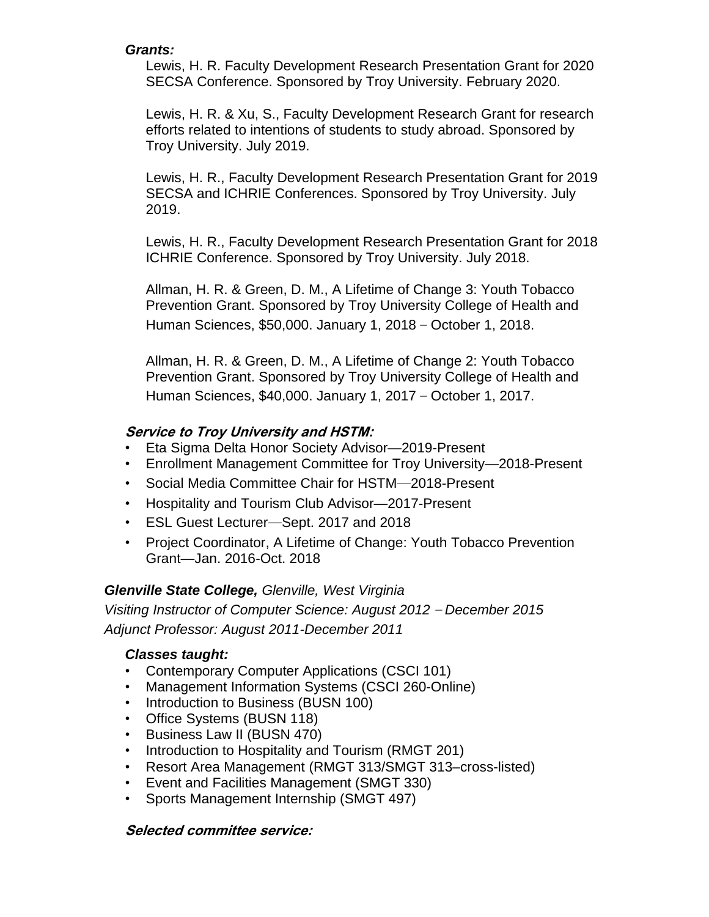***Grants:***

Lewis, H. R. Faculty Development Research Presentation Grant for 2020 SECSA Conference. Sponsored by Troy University. February 2020.

Lewis, H. R. & Xu, S., Faculty Development Research Grant for research efforts related to intentions of students to study abroad. Sponsored by Troy University. July 2019.

Lewis, H. R., Faculty Development Research Presentation Grant for 2019 SECSA and ICHRIE Conferences. Sponsored by Troy University. July 2019.

Lewis, H. R., Faculty Development Research Presentation Grant for 2018 ICHRIE Conference. Sponsored by Troy University. July 2018.

Allman, H. R. & Green, D. M., A Lifetime of Change 3: Youth Tobacco Prevention Grant. Sponsored by Troy University College of Health and Human Sciences, $50,000. January 1, 2018 – October 1, 2018.

Allman, H. R. & Green, D. M., A Lifetime of Change 2: Youth Tobacco Prevention Grant. Sponsored by Troy University College of Health and Human Sciences, $40,000. January 1, 2017 – October 1, 2017.

***Service to Troy University and HSTM:***

- Eta Sigma Delta Honor Society Advisor—2019-Present
- Enrollment Management Committee for Troy University—2018-Present
- Social Media Committee Chair for HSTM—2018-Present
- Hospitality and Tourism Club Advisor—2017-Present
- ESL Guest Lecturer—Sept. 2017 and 2018
- Project Coordinator, A Lifetime of Change: Youth Tobacco Prevention Grant—Jan. 2016-Oct. 2018

***Glenville State College,*** *Glenville, West Virginia*

*Visiting Instructor of Computer Science: August 2012 – December 2015*

*Adjunct Professor: August 2011-December 2011*

***Classes taught:***

- Contemporary Computer Applications (CSCI 101)
- Management Information Systems (CSCI 260-Online)
- Introduction to Business (BUSN 100)
- Office Systems (BUSN 118)
- Business Law II (BUSN 470)
- Introduction to Hospitality and Tourism (RMGT 201)
- Resort Area Management (RMGT 313/SMGT 313–cross-listed)
- Event and Facilities Management (SMGT 330)
- Sports Management Internship (SMGT 497)

***Selected committee service:***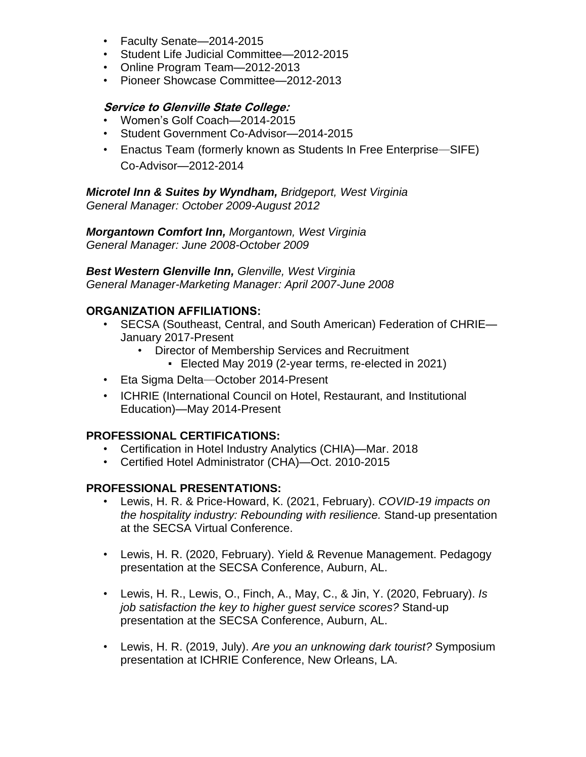- Faculty Senate—2014-2015
- Student Life Judicial Committee—2012-2015
- Online Program Team—2012-2013
- Pioneer Showcase Committee—2012-2013

***Service to Glenville State College:***

- Women's Golf Coach—2014-2015
- Student Government Co-Advisor—2014-2015
- Enactus Team (formerly known as Students In Free Enterprise—SIFE) Co-Advisor—2012-2014

***Microtel Inn & Suites by Wyndham,*** *Bridgeport, West Virginia*
*General Manager: October 2009-August 2012*

***Morgantown Comfort Inn,*** *Morgantown, West Virginia*
*General Manager: June 2008-October 2009*

***Best Western Glenville Inn,*** *Glenville, West Virginia*
*General Manager-Marketing Manager: April 2007-June 2008*

## ORGANIZATION AFFILIATIONS:

- SECSA (Southeast, Central, and South American) Federation of CHRIE—January 2017-Present
  - Director of Membership Services and Recruitment
    - Elected May 2019 (2-year terms, re-elected in 2021)
- Eta Sigma Delta—October 2014-Present
- ICHRIE (International Council on Hotel, Restaurant, and Institutional Education)—May 2014-Present

## PROFESSIONAL CERTIFICATIONS:

- Certification in Hotel Industry Analytics (CHIA)—Mar. 2018
- Certified Hotel Administrator (CHA)—Oct. 2010-2015

## PROFESSIONAL PRESENTATIONS:

- Lewis, H. R. & Price-Howard, K. (2021, February). *COVID-19 impacts on the hospitality industry: Rebounding with resilience.* Stand-up presentation at the SECSA Virtual Conference.

- Lewis, H. R. (2020, February). Yield & Revenue Management. Pedagogy presentation at the SECSA Conference, Auburn, AL.

- Lewis, H. R., Lewis, O., Finch, A., May, C., & Jin, Y. (2020, February). *Is job satisfaction the key to higher guest service scores?* Stand-up presentation at the SECSA Conference, Auburn, AL.

- Lewis, H. R. (2019, July). *Are you an unknowing dark tourist?* Symposium presentation at ICHRIE Conference, New Orleans, LA.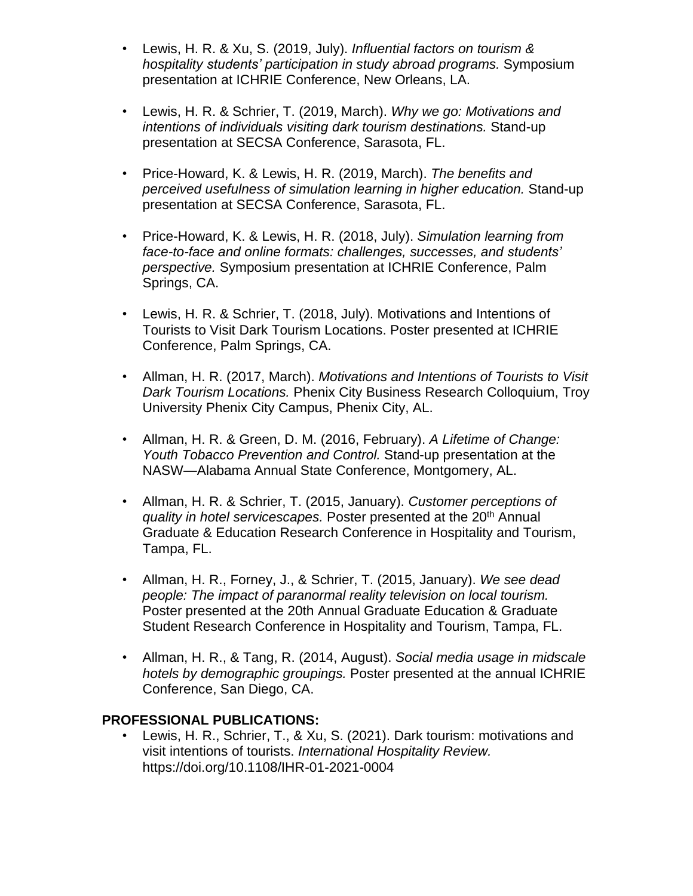- Lewis, H. R. & Xu, S. (2019, July). *Influential factors on tourism & hospitality students' participation in study abroad programs.* Symposium presentation at ICHRIE Conference, New Orleans, LA.

- Lewis, H. R. & Schrier, T. (2019, March). *Why we go: Motivations and intentions of individuals visiting dark tourism destinations.* Stand-up presentation at SECSA Conference, Sarasota, FL.

- Price-Howard, K. & Lewis, H. R. (2019, March). *The benefits and perceived usefulness of simulation learning in higher education.* Stand-up presentation at SECSA Conference, Sarasota, FL.

- Price-Howard, K. & Lewis, H. R. (2018, July). *Simulation learning from face-to-face and online formats: challenges, successes, and students' perspective.* Symposium presentation at ICHRIE Conference, Palm Springs, CA.

- Lewis, H. R. & Schrier, T. (2018, July). Motivations and Intentions of Tourists to Visit Dark Tourism Locations. Poster presented at ICHRIE Conference, Palm Springs, CA.

- Allman, H. R. (2017, March). *Motivations and Intentions of Tourists to Visit Dark Tourism Locations.* Phenix City Business Research Colloquium, Troy University Phenix City Campus, Phenix City, AL.

- Allman, H. R. & Green, D. M. (2016, February). *A Lifetime of Change: Youth Tobacco Prevention and Control.* Stand-up presentation at the NASW—Alabama Annual State Conference, Montgomery, AL.

- Allman, H. R. & Schrier, T. (2015, January). *Customer perceptions of quality in hotel servicescapes.* Poster presented at the 20th Annual Graduate & Education Research Conference in Hospitality and Tourism, Tampa, FL.

- Allman, H. R., Forney, J., & Schrier, T. (2015, January). *We see dead people: The impact of paranormal reality television on local tourism.* Poster presented at the 20th Annual Graduate Education & Graduate Student Research Conference in Hospitality and Tourism, Tampa, FL.

- Allman, H. R., & Tang, R. (2014, August). *Social media usage in midscale hotels by demographic groupings.* Poster presented at the annual ICHRIE Conference, San Diego, CA.

**PROFESSIONAL PUBLICATIONS:**

- Lewis, H. R., Schrier, T., & Xu, S. (2021). Dark tourism: motivations and visit intentions of tourists. *International Hospitality Review.* https://doi.org/10.1108/IHR-01-2021-0004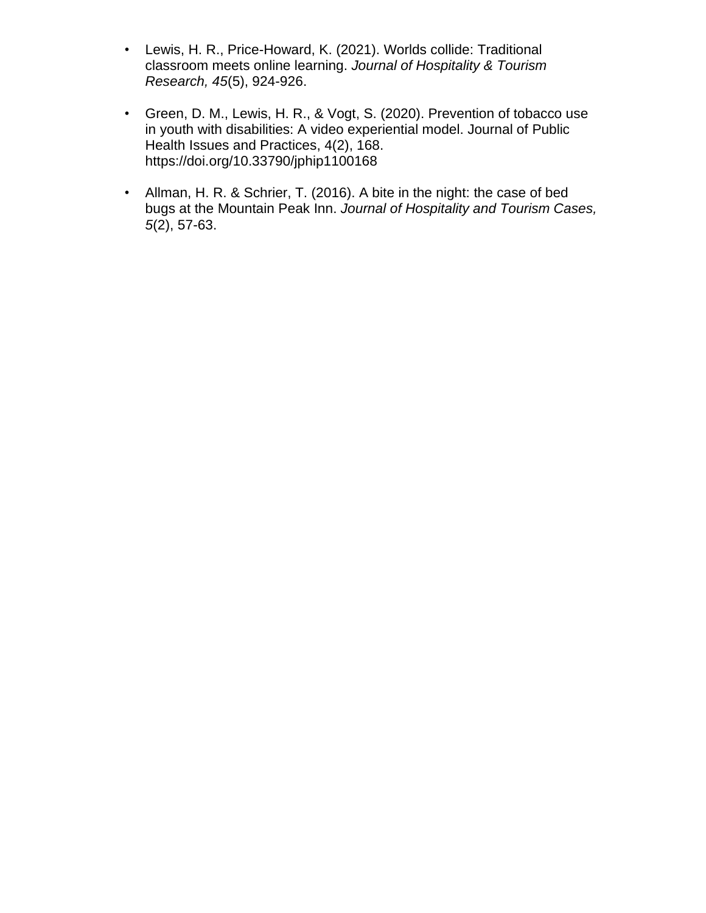- Lewis, H. R., Price-Howard, K. (2021). Worlds collide: Traditional classroom meets online learning. *Journal of Hospitality & Tourism Research, 45*(5), 924-926.

- Green, D. M., Lewis, H. R., & Vogt, S. (2020). Prevention of tobacco use in youth with disabilities: A video experiential model. Journal of Public Health Issues and Practices, 4(2), 168. https://doi.org/10.33790/jphip1100168

- Allman, H. R. & Schrier, T. (2016). A bite in the night: the case of bed bugs at the Mountain Peak Inn. *Journal of Hospitality and Tourism Cases, 5*(2), 57-63.